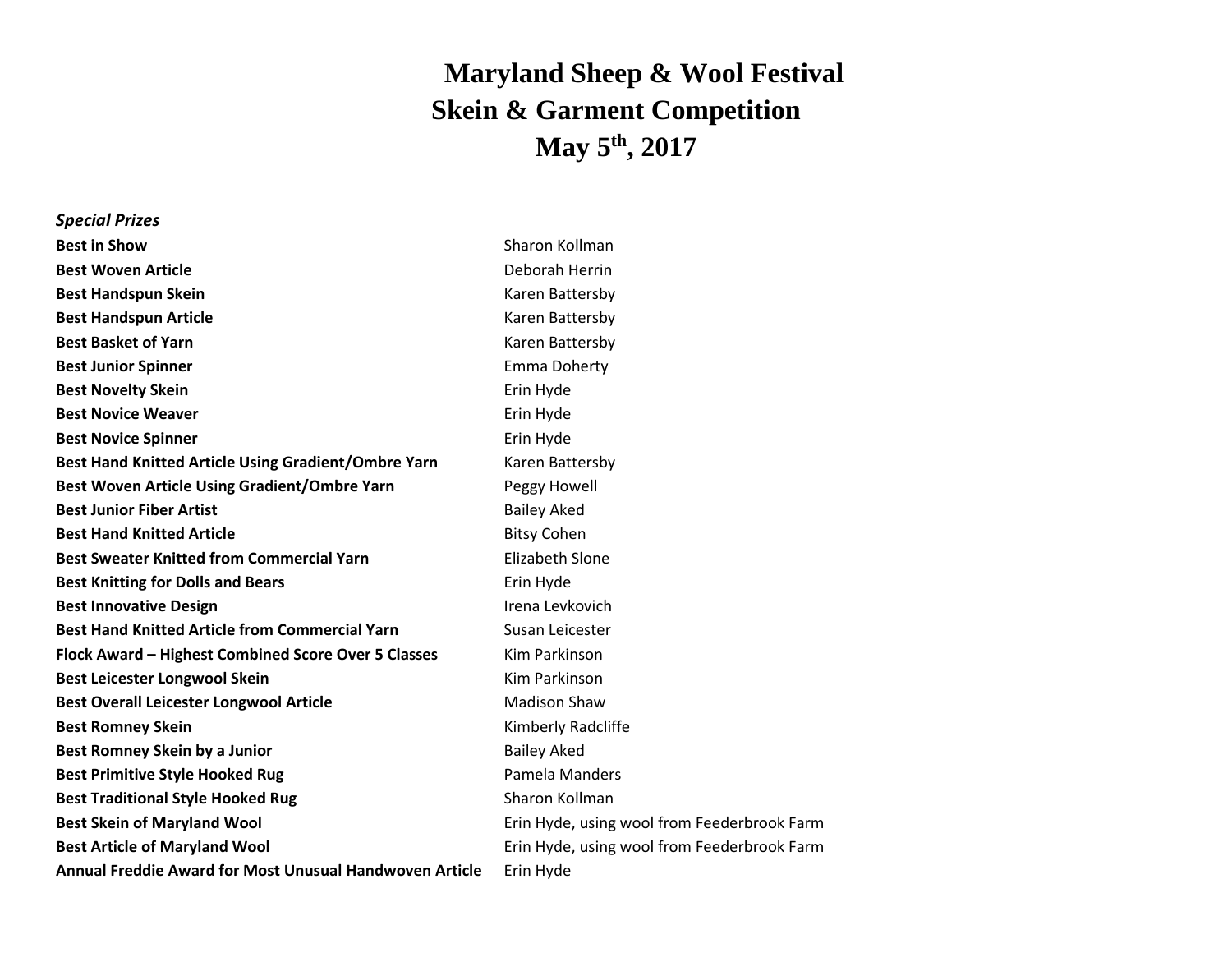# Maryland Sheep & Wool Festival
# Skein & Garment Competition
# May 5th, 2017

***Special Prizes***

| | |
|---|---|
| **Best in Show** | Sharon Kollman |
| **Best Woven Article** | Deborah Herrin |
| **Best Handspun Skein** | Karen Battersby |
| **Best Handspun Article** | Karen Battersby |
| **Best Basket of Yarn** | Karen Battersby |
| **Best Junior Spinner** | Emma Doherty |
| **Best Novelty Skein** | Erin Hyde |
| **Best Novice Weaver** | Erin Hyde |
| **Best Novice Spinner** | Erin Hyde |
| **Best Hand Knitted Article Using Gradient/Ombre Yarn** | Karen Battersby |
| **Best Woven Article Using Gradient/Ombre Yarn** | Peggy Howell |
| **Best Junior Fiber Artist** | Bailey Aked |
| **Best Hand Knitted Article** | Bitsy Cohen |
| **Best Sweater Knitted from Commercial Yarn** | Elizabeth Slone |
| **Best Knitting for Dolls and Bears** | Erin Hyde |
| **Best Innovative Design** | Irena Levkovich |
| **Best Hand Knitted Article from Commercial Yarn** | Susan Leicester |
| **Flock Award – Highest Combined Score Over 5 Classes** | Kim Parkinson |
| **Best Leicester Longwool Skein** | Kim Parkinson |
| **Best Overall Leicester Longwool Article** | Madison Shaw |
| **Best Romney Skein** | Kimberly Radcliffe |
| **Best Romney Skein by a Junior** | Bailey Aked |
| **Best Primitive Style Hooked Rug** | Pamela Manders |
| **Best Traditional Style Hooked Rug** | Sharon Kollman |
| **Best Skein of Maryland Wool** | Erin Hyde, using wool from Feederbrook Farm |
| **Best Article of Maryland Wool** | Erin Hyde, using wool from Feederbrook Farm |
| **Annual Freddie Award for Most Unusual Handwoven Article** | Erin Hyde |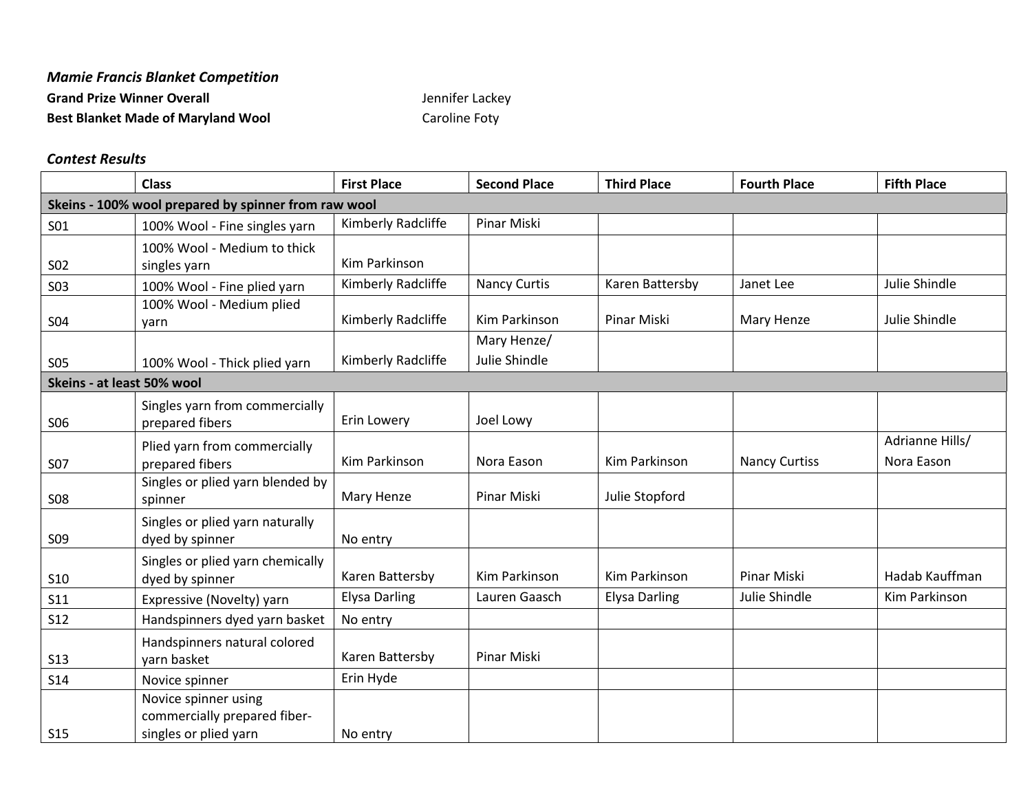***Mamie Francis Blanket Competition***

**Grand Prize Winner Overall** Jennifer Lackey

**Best Blanket Made of Maryland Wool** Caroline Foty

***Contest Results***

| | Class | First Place | Second Place | Third Place | Fourth Place | Fifth Place |
|---|---|---|---|---|---|---|
| **Skeins - 100% wool prepared by spinner from raw wool** | | | | | | |
| S01 | 100% Wool - Fine singles yarn | Kimberly Radcliffe | Pinar Miski | | | |
| S02 | 100% Wool - Medium to thick singles yarn | Kim Parkinson | | | | |
| S03 | 100% Wool - Fine plied yarn | Kimberly Radcliffe | Nancy Curtis | Karen Battersby | Janet Lee | Julie Shindle |
| S04 | 100% Wool - Medium plied yarn | Kimberly Radcliffe | Kim Parkinson | Pinar Miski | Mary Henze | Julie Shindle |
| S05 | 100% Wool - Thick plied yarn | Kimberly Radcliffe | Mary Henze/ Julie Shindle | | | |
| **Skeins - at least 50% wool** | | | | | | |
| S06 | Singles yarn from commercially prepared fibers | Erin Lowery | Joel Lowy | | | |
| S07 | Plied yarn from commercially prepared fibers | Kim Parkinson | Nora Eason | Kim Parkinson | Nancy Curtiss | Adrianne Hills/ Nora Eason |
| S08 | Singles or plied yarn blended by spinner | Mary Henze | Pinar Miski | Julie Stopford | | |
| S09 | Singles or plied yarn naturally dyed by spinner | No entry | | | | |
| S10 | Singles or plied yarn chemically dyed by spinner | Karen Battersby | Kim Parkinson | Kim Parkinson | Pinar Miski | Hadab Kauffman |
| S11 | Expressive (Novelty) yarn | Elysa Darling | Lauren Gaasch | Elysa Darling | Julie Shindle | Kim Parkinson |
| S12 | Handspinners dyed yarn basket | No entry | | | | |
| S13 | Handspinners natural colored yarn basket | Karen Battersby | Pinar Miski | | | |
| S14 | Novice spinner | Erin Hyde | | | | |
| S15 | Novice spinner using commercially prepared fiber- singles or plied yarn | No entry | | | | |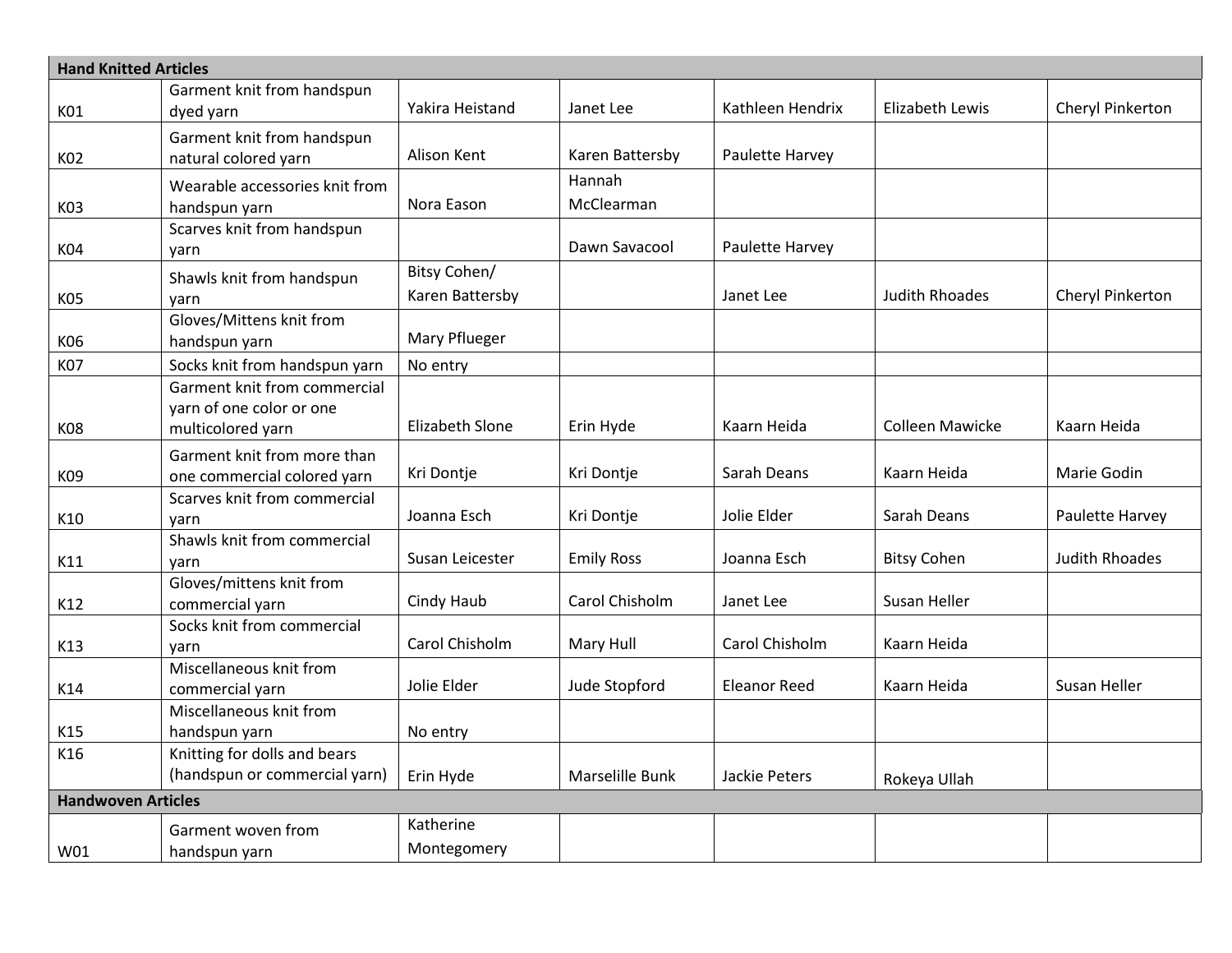| Hand Knitted Articles | | | | | | |
|---|---|---|---|---|---|---|
| K01 | Garment knit from handspun dyed yarn | Yakira Heistand | Janet Lee | Kathleen Hendrix | Elizabeth Lewis | Cheryl Pinkerton |
| K02 | Garment knit from handspun natural colored yarn | Alison Kent | Karen Battersby | Paulette Harvey | | |
| K03 | Wearable accessories knit from handspun yarn | Nora Eason | Hannah McClearman | | | |
| K04 | Scarves knit from handspun yarn | | Dawn Savacool | Paulette Harvey | | |
| K05 | Shawls knit from handspun yarn | Bitsy Cohen/ Karen Battersby | | Janet Lee | Judith Rhoades | Cheryl Pinkerton |
| K06 | Gloves/Mittens knit from handspun yarn | Mary Pflueger | | | | |
| K07 | Socks knit from handspun yarn | No entry | | | | |
| K08 | Garment knit from commercial yarn of one color or one multicolored yarn | Elizabeth Slone | Erin Hyde | Kaarn Heida | Colleen Mawicke | Kaarn Heida |
| K09 | Garment knit from more than one commercial colored yarn | Kri Dontje | Kri Dontje | Sarah Deans | Kaarn Heida | Marie Godin |
| K10 | Scarves knit from commercial yarn | Joanna Esch | Kri Dontje | Jolie Elder | Sarah Deans | Paulette Harvey |
| K11 | Shawls knit from commercial yarn | Susan Leicester | Emily Ross | Joanna Esch | Bitsy Cohen | Judith Rhoades |
| K12 | Gloves/mittens knit from commercial yarn | Cindy Haub | Carol Chisholm | Janet Lee | Susan Heller | |
| K13 | Socks knit from commercial yarn | Carol Chisholm | Mary Hull | Carol Chisholm | Kaarn Heida | |
| K14 | Miscellaneous knit from commercial yarn | Jolie Elder | Jude Stopford | Eleanor Reed | Kaarn Heida | Susan Heller |
| K15 | Miscellaneous knit from handspun yarn | No entry | | | | |
| K16 | Knitting for dolls and bears (handspun or commercial yarn) | Erin Hyde | Marselille Bunk | Jackie Peters | Rokeya Ullah | |
| **Handwoven Articles** | | | | | | |
| W01 | Garment woven from handspun yarn | Katherine Montegomery | | | | |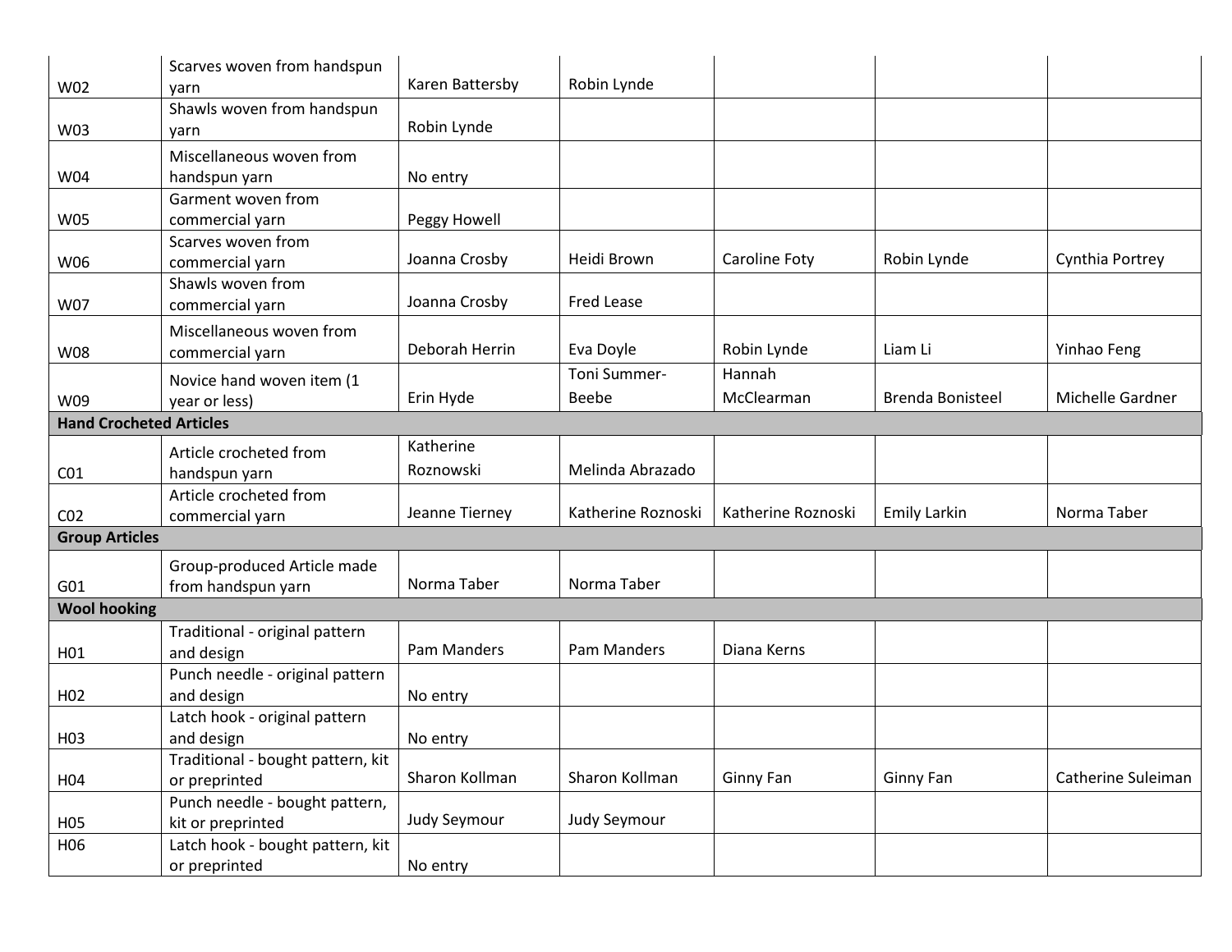| | | | | | | |
|---|---|---|---|---|---|---|
| W02 | Scarves woven from handspun yarn | Karen Battersby | Robin Lynde | | | |
| W03 | Shawls woven from handspun yarn | Robin Lynde | | | | |
| W04 | Miscellaneous woven from handspun yarn | No entry | | | | |
| W05 | Garment woven from commercial yarn | Peggy Howell | | | | |
| W06 | Scarves woven from commercial yarn | Joanna Crosby | Heidi Brown | Caroline Foty | Robin Lynde | Cynthia Portrey |
| W07 | Shawls woven from commercial yarn | Joanna Crosby | Fred Lease | | | |
| W08 | Miscellaneous woven from commercial yarn | Deborah Herrin | Eva Doyle | Robin Lynde | Liam Li | Yinhao Feng |
| W09 | Novice hand woven item (1 year or less) | Erin Hyde | Toni Summer-Beebe | Hannah McClearman | Brenda Bonisteel | Michelle Gardner |
| **Hand Crocheted Articles** | | | | | | |
| C01 | Article crocheted from handspun yarn | Katherine Roznowski | Melinda Abrazado | | | |
| C02 | Article crocheted from commercial yarn | Jeanne Tierney | Katherine Roznoski | Katherine Roznoski | Emily Larkin | Norma Taber |
| **Group Articles** | | | | | | |
| G01 | Group-produced Article made from handspun yarn | Norma Taber | Norma Taber | | | |
| **Wool hooking** | | | | | | |
| H01 | Traditional - original pattern and design | Pam Manders | Pam Manders | Diana Kerns | | |
| H02 | Punch needle - original pattern and design | No entry | | | | |
| H03 | Latch hook - original pattern and design | No entry | | | | |
| H04 | Traditional - bought pattern, kit or preprinted | Sharon Kollman | Sharon Kollman | Ginny Fan | Ginny Fan | Catherine Suleiman |
| H05 | Punch needle - bought pattern, kit or preprinted | Judy Seymour | Judy Seymour | | | |
| H06 | Latch hook - bought pattern, kit or preprinted | No entry | | | | |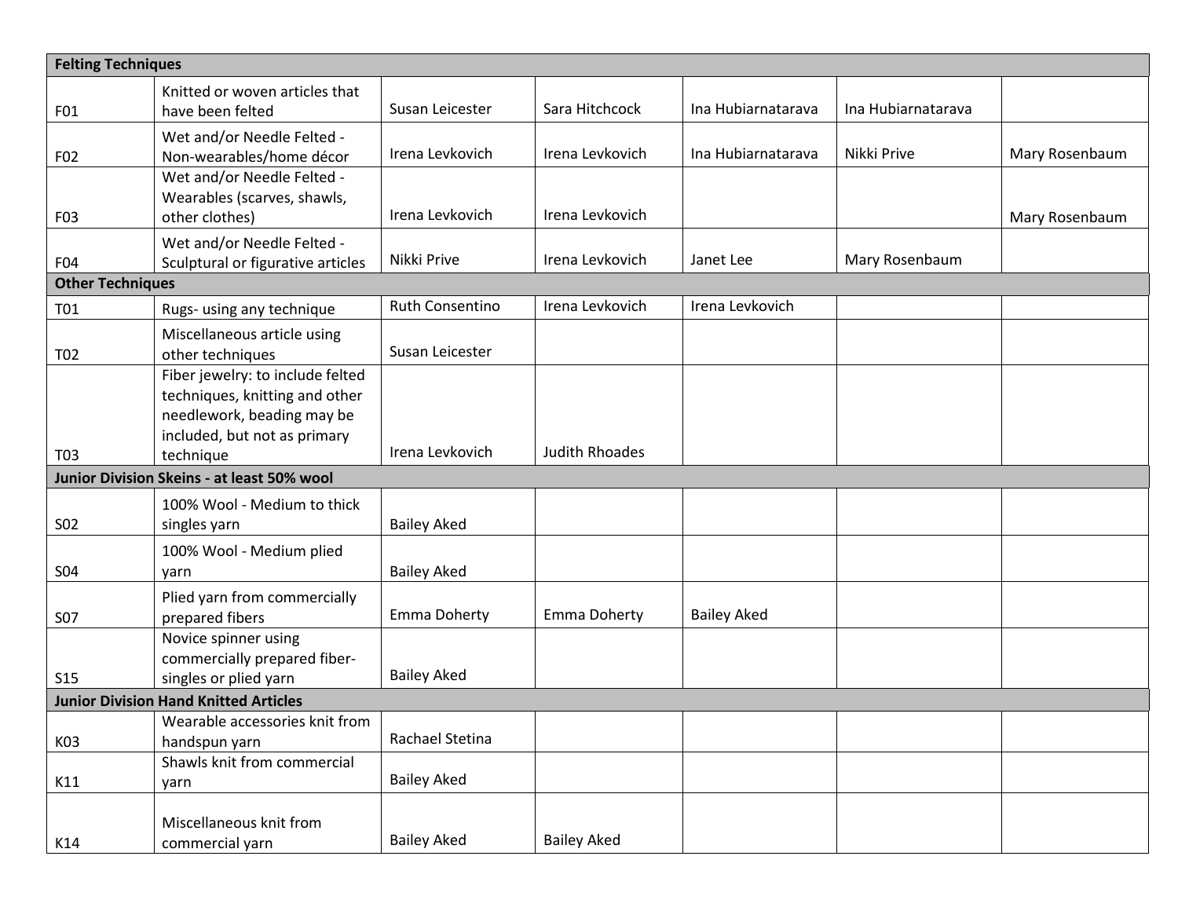| | | | | | | |
|---|---|---|---|---|---|---|
| **Felting Techniques** | | | | | | |
| F01 | Knitted or woven articles that have been felted | Susan Leicester | Sara Hitchcock | Ina Hubiarnatarava | Ina Hubiarnatarava | |
| F02 | Wet and/or Needle Felted - Non-wearables/home décor | Irena Levkovich | Irena Levkovich | Ina Hubiarnatarava | Nikki Prive | Mary Rosenbaum |
| F03 | Wet and/or Needle Felted - Wearables (scarves, shawls, other clothes) | Irena Levkovich | Irena Levkovich | | | Mary Rosenbaum |
| F04 | Wet and/or Needle Felted - Sculptural or figurative articles | Nikki Prive | Irena Levkovich | Janet Lee | Mary Rosenbaum | |
| **Other Techniques** | | | | | | |
| T01 | Rugs- using any technique | Ruth Consentino | Irena Levkovich | Irena Levkovich | | |
| T02 | Miscellaneous article using other techniques | Susan Leicester | | | | |
| T03 | Fiber jewelry: to include felted techniques, knitting and other needlework, beading may be included, but not as primary technique | Irena Levkovich | Judith Rhoades | | | |
| **Junior Division Skeins - at least 50% wool** | | | | | | |
| S02 | 100% Wool - Medium to thick singles yarn | Bailey Aked | | | | |
| S04 | 100% Wool - Medium plied yarn | Bailey Aked | | | | |
| S07 | Plied yarn from commercially prepared fibers | Emma Doherty | Emma Doherty | Bailey Aked | | |
| S15 | Novice spinner using commercially prepared fiber- singles or plied yarn | Bailey Aked | | | | |
| **Junior Division Hand Knitted Articles** | | | | | | |
| K03 | Wearable accessories knit from handspun yarn | Rachael Stetina | | | | |
| K11 | Shawls knit from commercial yarn | Bailey Aked | | | | |
| K14 | Miscellaneous knit from commercial yarn | Bailey Aked | Bailey Aked | | | |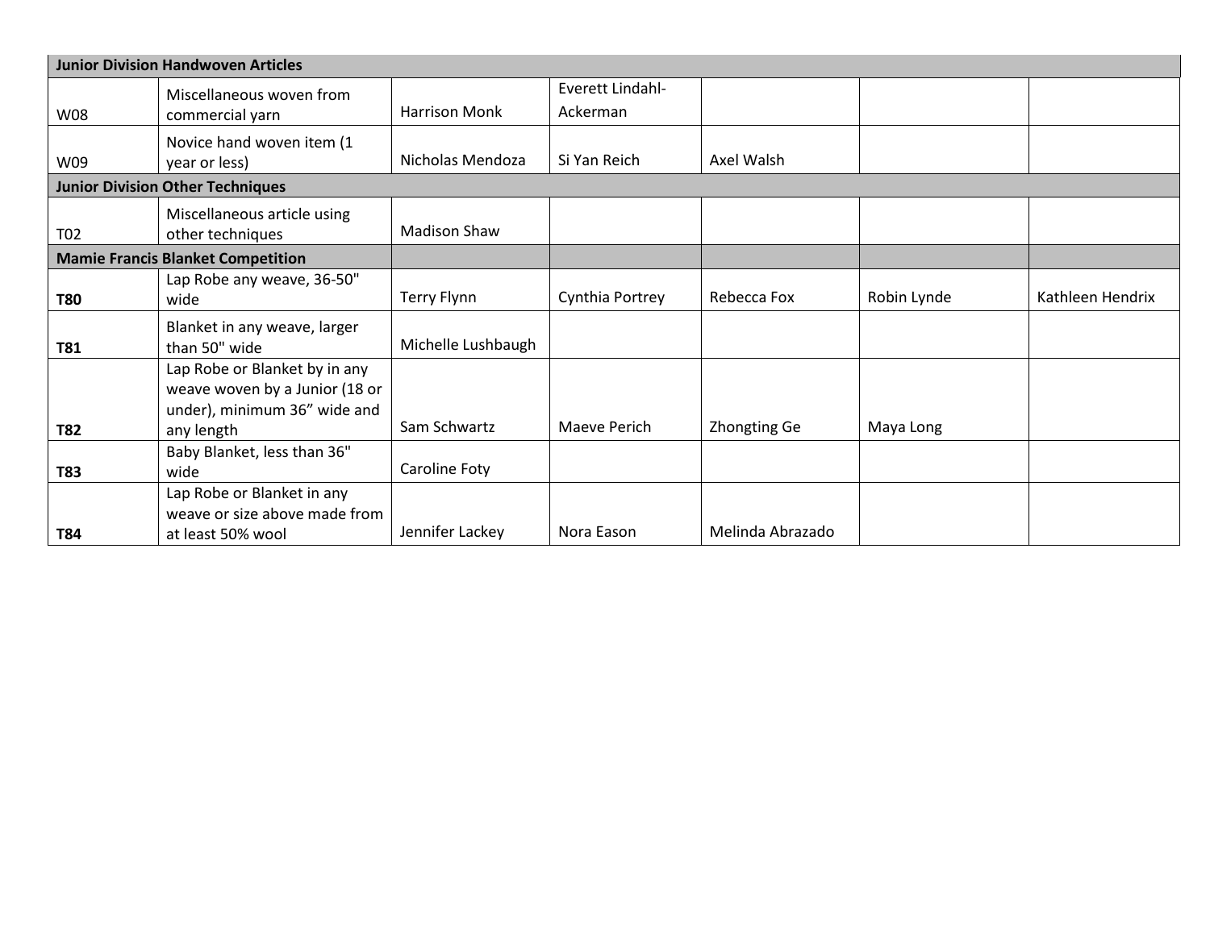| | | | | | | |
|---|---|---|---|---|---|---|
| **Junior Division Handwoven Articles** | | | | | | |
| W08 | Miscellaneous woven from commercial yarn | Harrison Monk | Everett Lindahl-Ackerman | | | |
| W09 | Novice hand woven item (1 year or less) | Nicholas Mendoza | Si Yan Reich | Axel Walsh | | |
| **Junior Division Other Techniques** | | | | | | |
| T02 | Miscellaneous article using other techniques | Madison Shaw | | | | |
| **Mamie Francis Blanket Competition** | | | | | | |
| **T80** | Lap Robe any weave, 36-50" wide | Terry Flynn | Cynthia Portrey | Rebecca Fox | Robin Lynde | Kathleen Hendrix |
| **T81** | Blanket in any weave, larger than 50" wide | Michelle Lushbaugh | | | | |
| **T82** | Lap Robe or Blanket by in any weave woven by a Junior (18 or under), minimum 36" wide and any length | Sam Schwartz | Maeve Perich | Zhongting Ge | Maya Long | |
| **T83** | Baby Blanket, less than 36" wide | Caroline Foty | | | | |
| **T84** | Lap Robe or Blanket in any weave or size above made from at least 50% wool | Jennifer Lackey | Nora Eason | Melinda Abrazado | | |